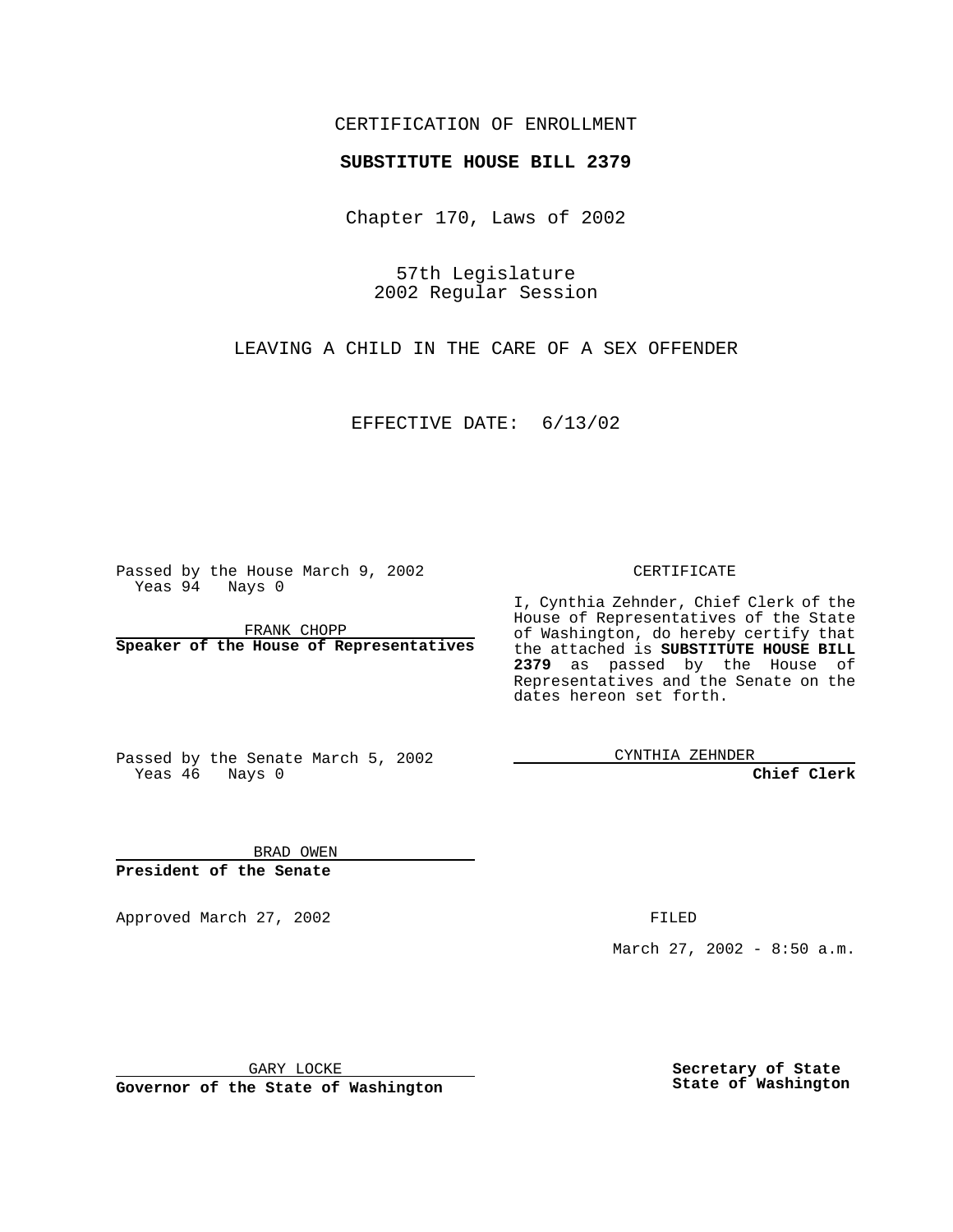CERTIFICATION OF ENROLLMENT

# SUBSTITUTE HOUSE BILL 2379

Chapter 170, Laws of 2002

57th Legislature
2002 Regular Session

LEAVING A CHILD IN THE CARE OF A SEX OFFENDER

EFFECTIVE DATE: 6/13/02

Passed by the House March 9, 2002
Yeas 94 Nays 0

FRANK CHOPP

**Speaker of the House of Representatives**

Passed by the Senate March 5, 2002
Yeas 46 Nays 0

BRAD OWEN

**President of the Senate**

CERTIFICATE

I, Cynthia Zehnder, Chief Clerk of the House of Representatives of the State of Washington, do hereby certify that the attached is **SUBSTITUTE HOUSE BILL 2379** as passed by the House of Representatives and the Senate on the dates hereon set forth.

CYNTHIA ZEHNDER

**Chief Clerk**

Approved March 27, 2002

GARY LOCKE

**Governor of the State of Washington**

FILED

March 27, 2002 - 8:50 a.m.

**Secretary of State**
**State of Washington**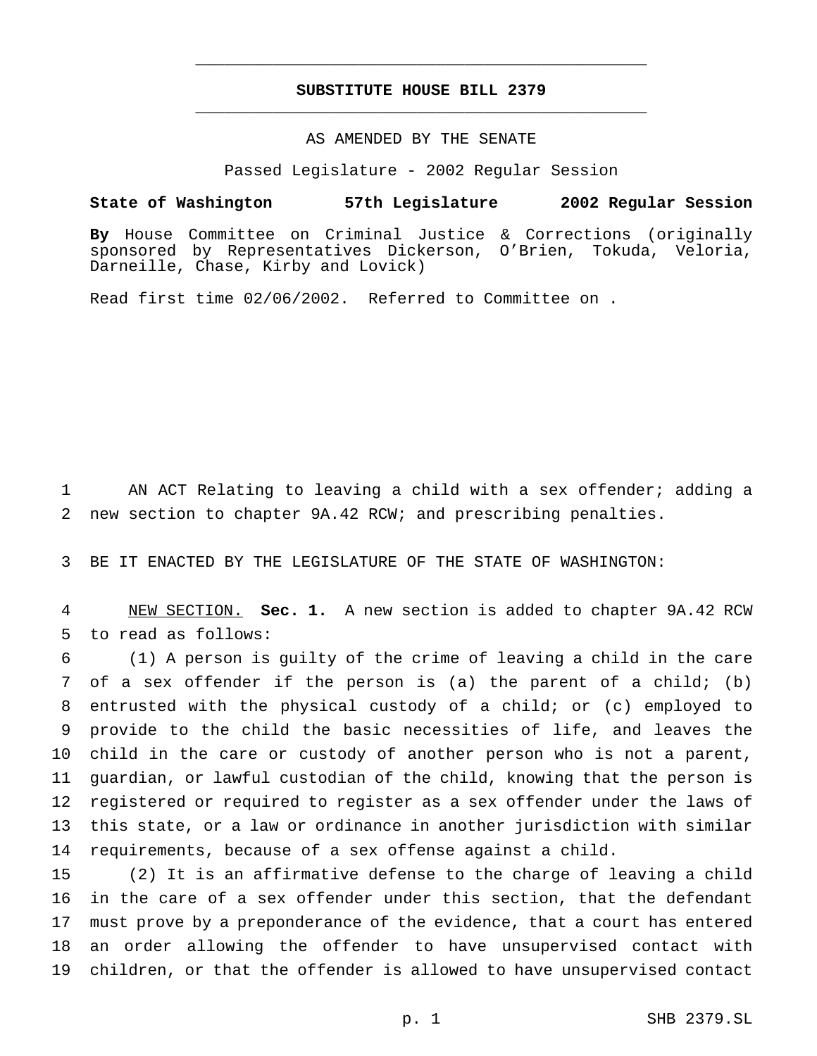**SUBSTITUTE HOUSE BILL 2379**

AS AMENDED BY THE SENATE

Passed Legislature - 2002 Regular Session

**State of Washington 57th Legislature 2002 Regular Session**

**By** House Committee on Criminal Justice & Corrections (originally sponsored by Representatives Dickerson, O'Brien, Tokuda, Veloria, Darneille, Chase, Kirby and Lovick)

Read first time 02/06/2002. Referred to Committee on .

AN ACT Relating to leaving a child with a sex offender; adding a new section to chapter 9A.42 RCW; and prescribing penalties.

BE IT ENACTED BY THE LEGISLATURE OF THE STATE OF WASHINGTON:

NEW SECTION. **Sec. 1.** A new section is added to chapter 9A.42 RCW to read as follows:

(1) A person is guilty of the crime of leaving a child in the care of a sex offender if the person is (a) the parent of a child; (b) entrusted with the physical custody of a child; or (c) employed to provide to the child the basic necessities of life, and leaves the child in the care or custody of another person who is not a parent, guardian, or lawful custodian of the child, knowing that the person is registered or required to register as a sex offender under the laws of this state, or a law or ordinance in another jurisdiction with similar requirements, because of a sex offense against a child.

(2) It is an affirmative defense to the charge of leaving a child in the care of a sex offender under this section, that the defendant must prove by a preponderance of the evidence, that a court has entered an order allowing the offender to have unsupervised contact with children, or that the offender is allowed to have unsupervised contact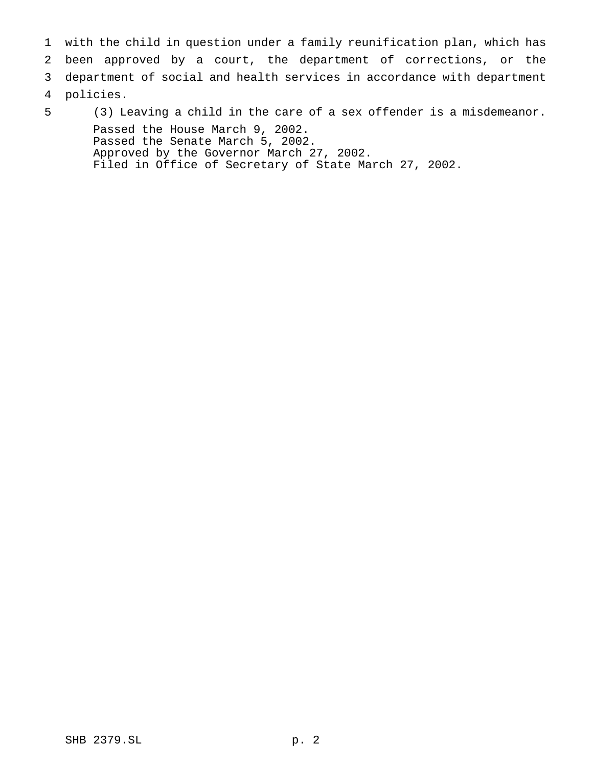with the child in question under a family reunification plan, which has been approved by a court, the department of corrections, or the department of social and health services in accordance with department policies.

(3) Leaving a child in the care of a sex offender is a misdemeanor.

Passed the House March 9, 2002.
Passed the Senate March 5, 2002.
Approved by the Governor March 27, 2002.
Filed in Office of Secretary of State March 27, 2002.